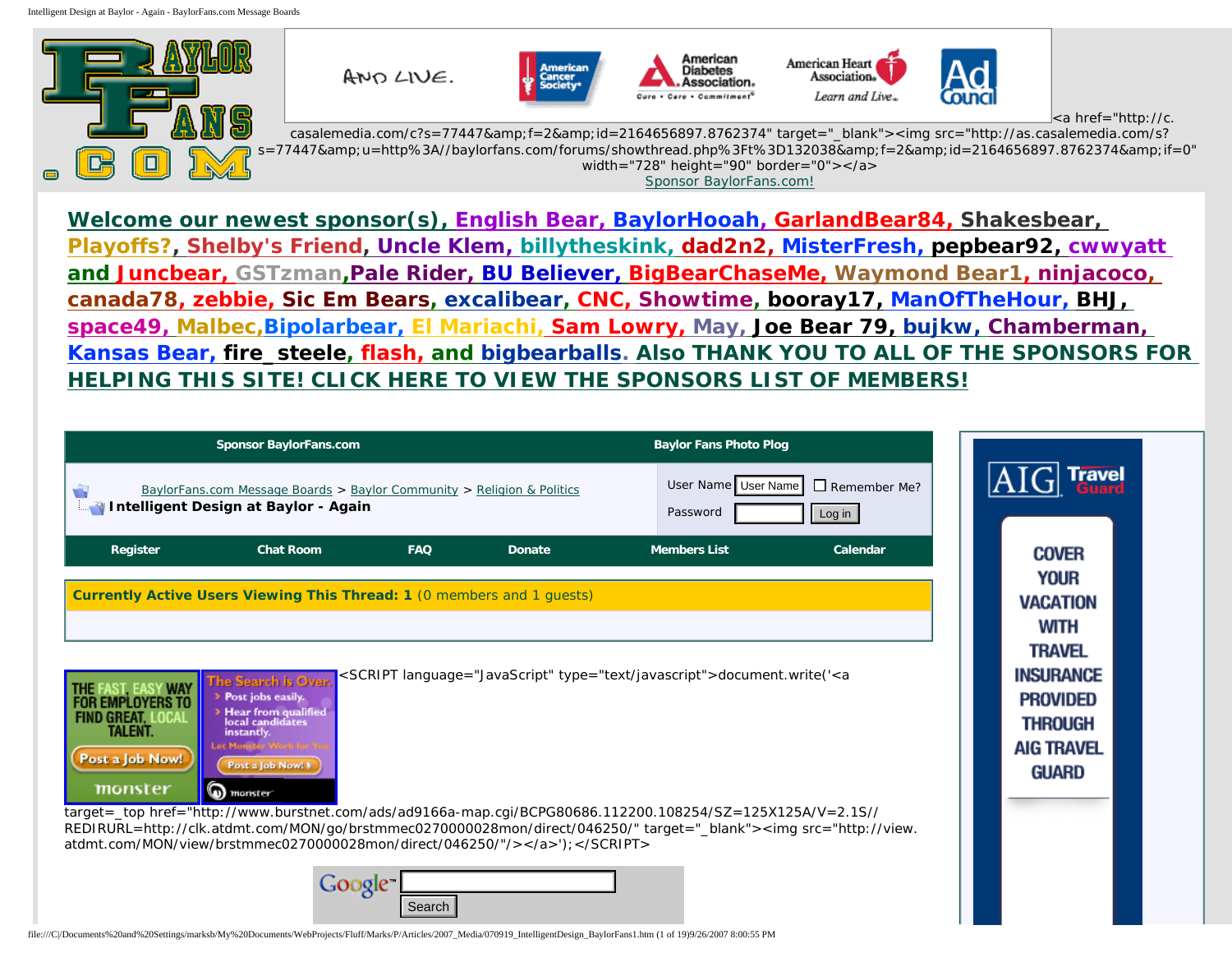<a href="http://c.casalemedia.com/c?s=77447&amp;f=2&amp;id=2164656897.8762374" target="_blank"><img src="http://as.casalemedia.com/s?s=77447&amp;u=http%3A//baylorfans.com/forums/showthread.php%3Ft%3D132038&amp;f=2&amp;id=2164656897.8762374&amp;if=0" width="728" height="90" border="0"></a>

Sponsor BaylorFans.com!

**Welcome our newest sponsor(s), English Bear, BaylorHooah, GarlandBear84, Shakesbear, Playoffs?, Shelby's Friend, Uncle Klem, billytheskink, dad2n2, MisterFresh, pepbear92, cwwyatt and Juncbear, GSTzman, Pale Rider, BU Believer, BigBearChaseMe, Waymond Bear1, ninjacoco, canada78, zebbie, Sic Em Bears, excalibear, CNC, Showtime, booray17, ManOfTheHour, BHJ, space49, Malbec, Bipolarbear, El Mariachi, Sam Lowry, May, Joe Bear 79, bujkw, Chamberman, Kansas Bear, fire_steele, flash, and bigbearballs. Also THANK YOU TO ALL OF THE SPONSORS FOR HELPING THIS SITE! CLICK HERE TO VIEW THE SPONSORS LIST OF MEMBERS!**

| Sponsor BaylorFans.com | Baylor Fans Photo Plog |
|---|---|

BaylorFans.com Message Boards > Baylor Community > Religion & Politics

**Intelligent Design at Baylor - Again**

User Name [User Name] Remember Me?

Password [ ] Log in

| Register | Chat Room | FAQ | Donate | Members List | Calendar |
|---|---|---|---|---|---|

**Currently Active Users Viewing This Thread: 1** (0 members and 1 guests)

<SCRIPT language="JavaScript" type="text/javascript">document.write('<a target=_top href="http://www.burstnet.com/ads/ad9166a-map.cgi/BCPG80686.112200.108254/SZ=125X125A/V=2.1S//REDIRURL=http://clk.atdmt.com/MON/go/brstmmec0270000028mon/direct/046250/" target="_blank"><img src="http://view.atdmt.com/MON/view/brstmmec0270000028mon/direct/046250/"/></a>');</SCRIPT>

Search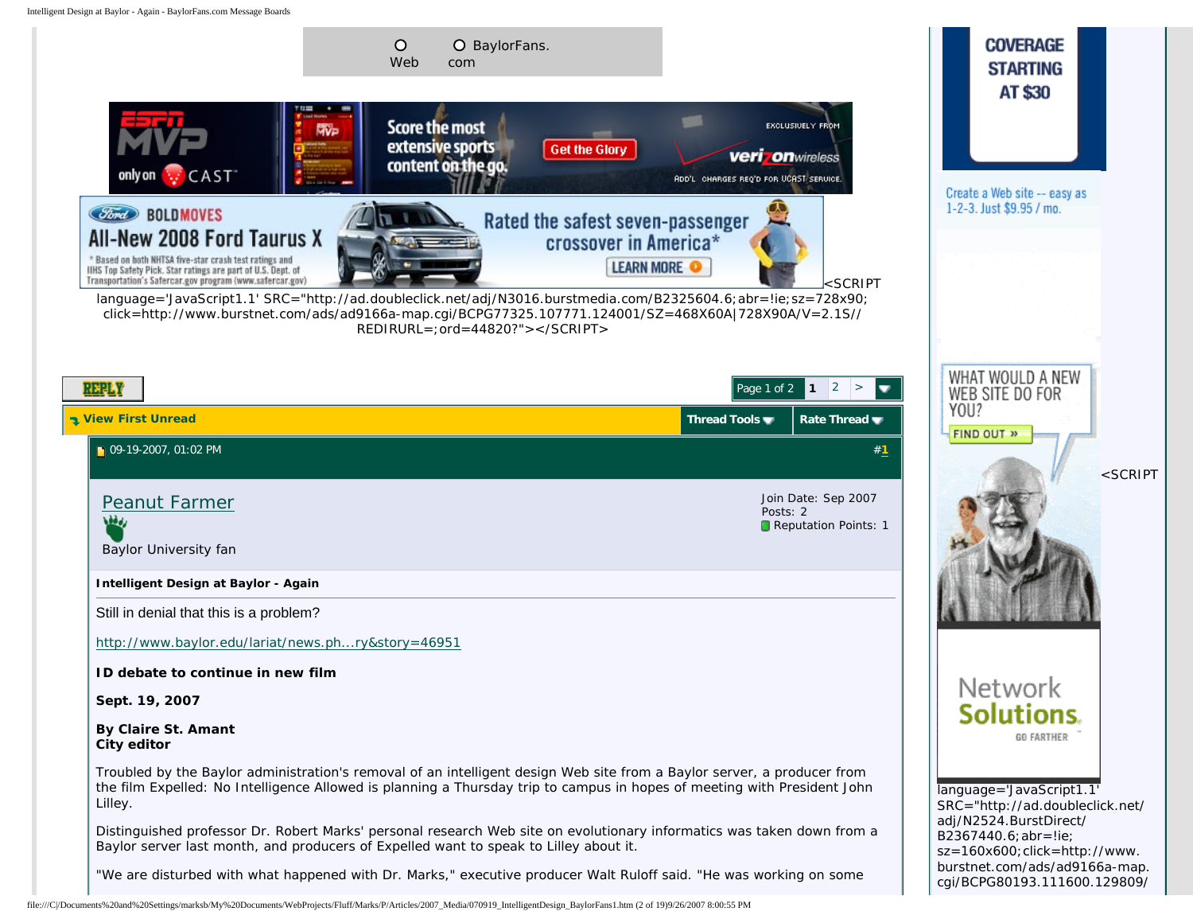Web BaylorFans.com

<SCRIPT language='JavaScript1.1' SRC="http://ad.doubleclick.net/adj/N3016.burstmedia.com/B2325604.6;abr=!ie;sz=728x90;click=http://www.burstnet.com/ads/ad9166a-map.cgi/BCPG77325.107771.124001/SZ=468X60A|728X90A/V=2.1S//REDIRURL=;ord=44820?"></SCRIPT>

Page 1 of 2 | 1 | 2 | >

View First Unread | Thread Tools | Rate Thread

09-19-2007, 01:02 PM #1

Peanut Farmer

Baylor University fan

Join Date: Sep 2007
Posts: 2
Reputation Points: 1

**Intelligent Design at Baylor - Again**

Still in denial that this is a problem?

http://www.baylor.edu/lariat/news.ph...ry&story=46951

**ID debate to continue in new film**

**Sept. 19, 2007**

**By Claire St. Amant**
**City editor**

Troubled by the Baylor administration's removal of an intelligent design Web site from a Baylor server, a producer from the film Expelled: No Intelligence Allowed is planning a Thursday trip to campus in hopes of meeting with President John Lilley.

Distinguished professor Dr. Robert Marks' personal research Web site on evolutionary informatics was taken down from a Baylor server last month, and producers of Expelled want to speak to Lilley about it.

"We are disturbed with what happened with Dr. Marks," executive producer Walt Ruloff said. "He was working on some

<SCRIPT language='JavaScript1.1' SRC="http://ad.doubleclick.net/adj/N2524.BurstDirect/B2367440.6;abr=!ie;sz=160x600;click=http://www.burstnet.com/ads/ad9166a-map.cgi/BCPG80193.111600.129809/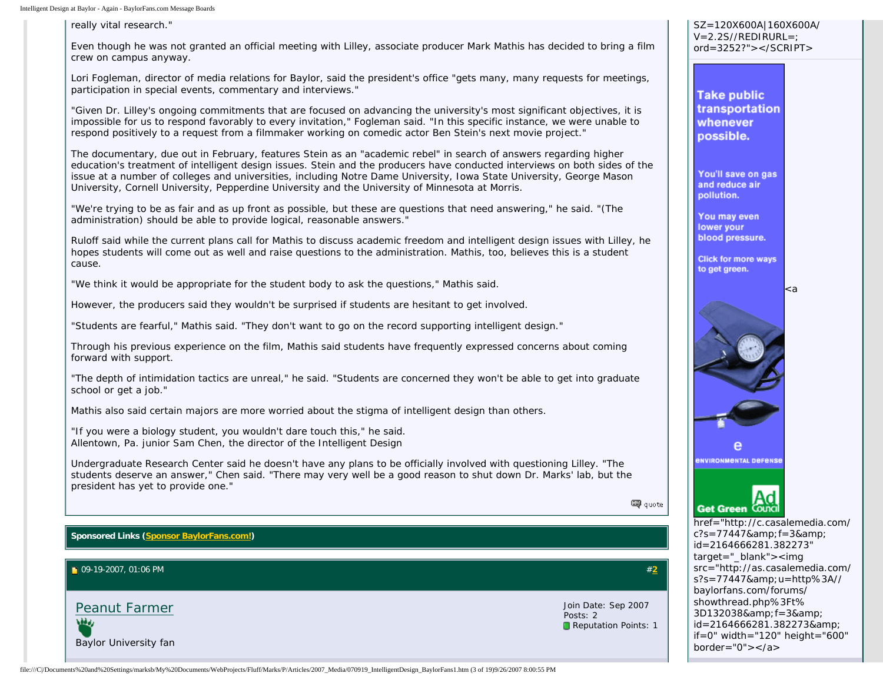really vital research."

Even though he was not granted an official meeting with Lilley, associate producer Mark Mathis has decided to bring a film crew on campus anyway.

Lori Fogleman, director of media relations for Baylor, said the president's office "gets many, many requests for meetings, participation in special events, commentary and interviews."

"Given Dr. Lilley's ongoing commitments that are focused on advancing the university's most significant objectives, it is impossible for us to respond favorably to every invitation," Fogleman said. "In this specific instance, we were unable to respond positively to a request from a filmmaker working on comedic actor Ben Stein's next movie project."

The documentary, due out in February, features Stein as an "academic rebel" in search of answers regarding higher education's treatment of intelligent design issues. Stein and the producers have conducted interviews on both sides of the issue at a number of colleges and universities, including Notre Dame University, Iowa State University, George Mason University, Cornell University, Pepperdine University and the University of Minnesota at Morris.

"We're trying to be as fair and as up front as possible, but these are questions that need answering," he said. "(The administration) should be able to provide logical, reasonable answers."

Ruloff said while the current plans call for Mathis to discuss academic freedom and intelligent design issues with Lilley, he hopes students will come out as well and raise questions to the administration. Mathis, too, believes this is a student cause.

"We think it would be appropriate for the student body to ask the questions," Mathis said.

However, the producers said they wouldn't be surprised if students are hesitant to get involved.

"Students are fearful," Mathis said. "They don't want to go on the record supporting intelligent design."

Through his previous experience on the film, Mathis said students have frequently expressed concerns about coming forward with support.

"The depth of intimidation tactics are unreal," he said. "Students are concerned they won't be able to get into graduate school or get a job."

Mathis also said certain majors are more worried about the stigma of intelligent design than others.

"If you were a biology student, you wouldn't dare touch this," he said.
Allentown, Pa. junior Sam Chen, the director of the Intelligent Design

Undergraduate Research Center said he doesn't have any plans to be officially involved with questioning Lilley. "The students deserve an answer," Chen said. "There may very well be a good reason to shut down Dr. Marks' lab, but the president has yet to provide one."

quote

**Sponsored Links** (Sponsor BaylorFans.com!)

09-19-2007, 01:06 PM #2

Peanut Farmer
Baylor University fan

Join Date: Sep 2007
Posts: 2
Reputation Points: 1

SZ=120X600A|160X600A/V=2.2S//REDIRURL=;ord=3252?"></SCRIPT>

Take public transportation whenever possible.

You'll save on gas and reduce air pollution.

You may even lower your blood pressure.

Click for more ways to get green.

Environmental Defense

Get Green Ad Council

<a href="http://c.casalemedia.com/c?s=77447&amp;f=3&amp;id=2164666281.382273" target="_blank"><img src="http://as.casalemedia.com/s?s=77447&amp;u=http%3A//baylorfans.com/forums/showthread.php%3Ft%3D132038&amp;f=3&amp;id=2164666281.382273&amp;if=0" width="120" height="600" border="0"></a>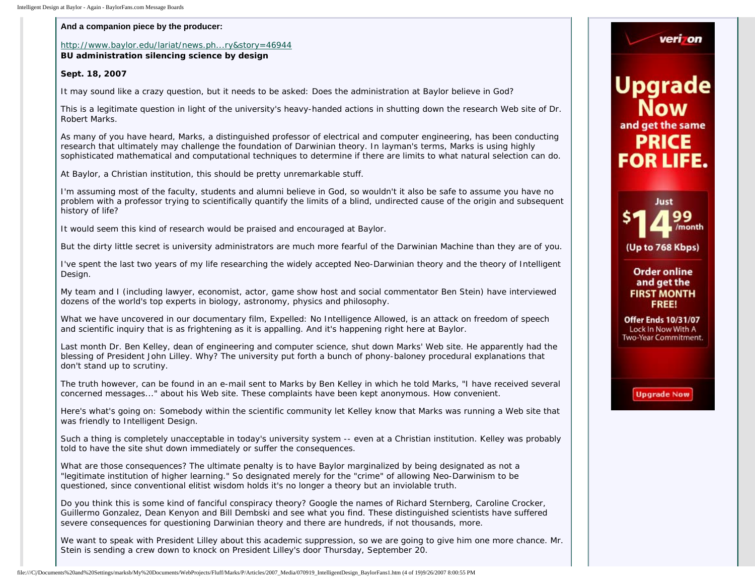**And a companion piece by the producer:**

http://www.baylor.edu/lariat/news.ph...ry&story=46944

**BU administration silencing science by design**

**Sept. 18, 2007**

It may sound like a crazy question, but it needs to be asked: Does the administration at Baylor believe in God?

This is a legitimate question in light of the university's heavy-handed actions in shutting down the research Web site of Dr. Robert Marks.

As many of you have heard, Marks, a distinguished professor of electrical and computer engineering, has been conducting research that ultimately may challenge the foundation of Darwinian theory. In layman's terms, Marks is using highly sophisticated mathematical and computational techniques to determine if there are limits to what natural selection can do.

At Baylor, a Christian institution, this should be pretty unremarkable stuff.

I'm assuming most of the faculty, students and alumni believe in God, so wouldn't it also be safe to assume you have no problem with a professor trying to scientifically quantify the limits of a blind, undirected cause of the origin and subsequent history of life?

It would seem this kind of research would be praised and encouraged at Baylor.

But the dirty little secret is university administrators are much more fearful of the Darwinian Machine than they are of you.

I've spent the last two years of my life researching the widely accepted Neo-Darwinian theory and the theory of Intelligent Design.

My team and I (including lawyer, economist, actor, game show host and social commentator Ben Stein) have interviewed dozens of the world's top experts in biology, astronomy, physics and philosophy.

What we have uncovered in our documentary film, Expelled: No Intelligence Allowed, is an attack on freedom of speech and scientific inquiry that is as frightening as it is appalling. And it's happening right here at Baylor.

Last month Dr. Ben Kelley, dean of engineering and computer science, shut down Marks' Web site. He apparently had the blessing of President John Lilley. Why? The university put forth a bunch of phony-baloney procedural explanations that don't stand up to scrutiny.

The truth however, can be found in an e-mail sent to Marks by Ben Kelley in which he told Marks, "I have received several concerned messages..." about his Web site. These complaints have been kept anonymous. How convenient.

Here's what's going on: Somebody within the scientific community let Kelley know that Marks was running a Web site that was friendly to Intelligent Design.

Such a thing is completely unacceptable in today's university system -- even at a Christian institution. Kelley was probably told to have the site shut down immediately or suffer the consequences.

What are those consequences? The ultimate penalty is to have Baylor marginalized by being designated as not a "legitimate institution of higher learning." So designated merely for the "crime" of allowing Neo-Darwinism to be questioned, since conventional elitist wisdom holds it's no longer a theory but an inviolable truth.

Do you think this is some kind of fanciful conspiracy theory? Google the names of Richard Sternberg, Caroline Crocker, Guillermo Gonzalez, Dean Kenyon and Bill Dembski and see what you find. These distinguished scientists have suffered severe consequences for questioning Darwinian theory and there are hundreds, if not thousands, more.

We want to speak with President Lilley about this academic suppression, so we are going to give him one more chance. Mr. Stein is sending a crew down to knock on President Lilley's door Thursday, September 20.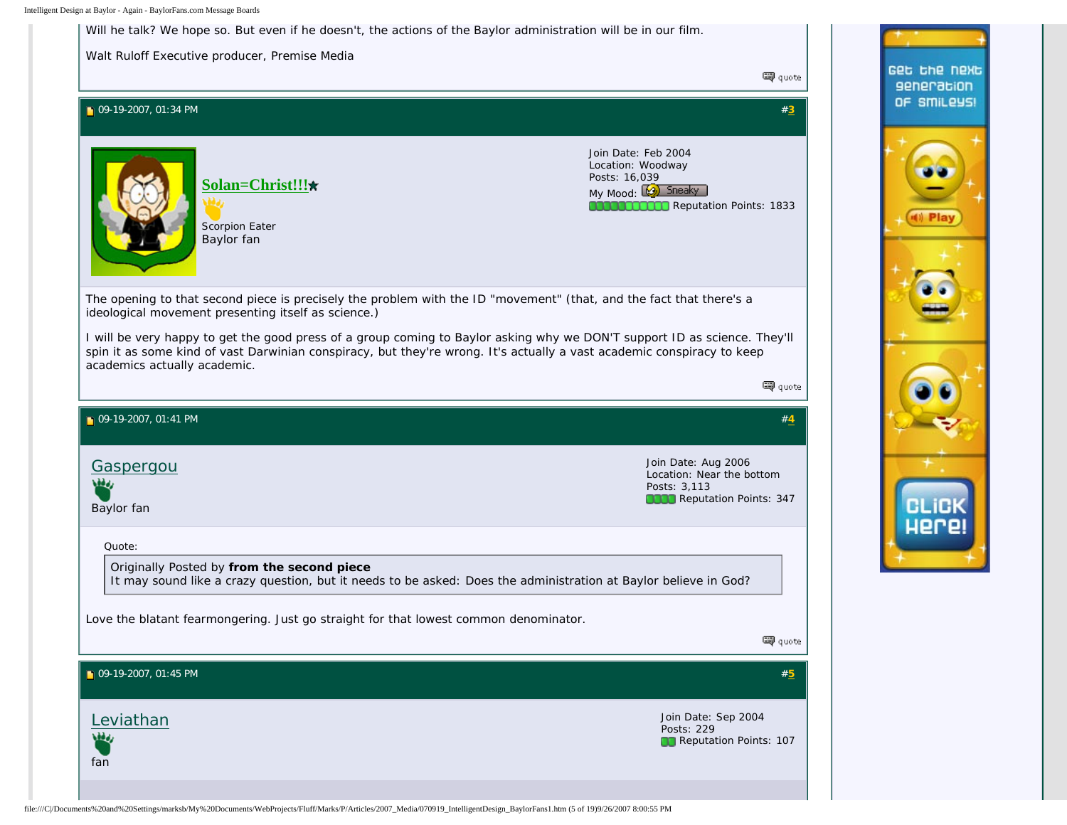Will he talk? We hope so. But even if he doesn't, the actions of the Baylor administration will be in our film.

Walt Ruloff Executive producer, Premise Media

quote

09-19-2007, 01:34 PM #3

**Solan=Christ!!!**

Scorpion Eater
Baylor fan

Join Date: Feb 2004
Location: Woodway
Posts: 16,039
My Mood: Sneaky
Reputation Points: 1833

The opening to that second piece is precisely the problem with the ID "movement" (that, and the fact that there's a ideological movement presenting itself as science.)

I will be very happy to get the good press of a group coming to Baylor asking why we DON'T support ID as science. They'll spin it as some kind of vast Darwinian conspiracy, but they're wrong. It's actually a vast academic conspiracy to keep academics actually academic.

quote

09-19-2007, 01:41 PM #4

Gaspergou

Baylor fan

Join Date: Aug 2006
Location: Near the bottom
Posts: 3,113
Reputation Points: 347

Quote:

> Originally Posted by **from the second piece**
> It may sound like a crazy question, but it needs to be asked: Does the administration at Baylor believe in God?

Love the blatant fearmongering. Just go straight for that lowest common denominator.

quote

09-19-2007, 01:45 PM #5

Leviathan

fan

Join Date: Sep 2004
Posts: 229
Reputation Points: 107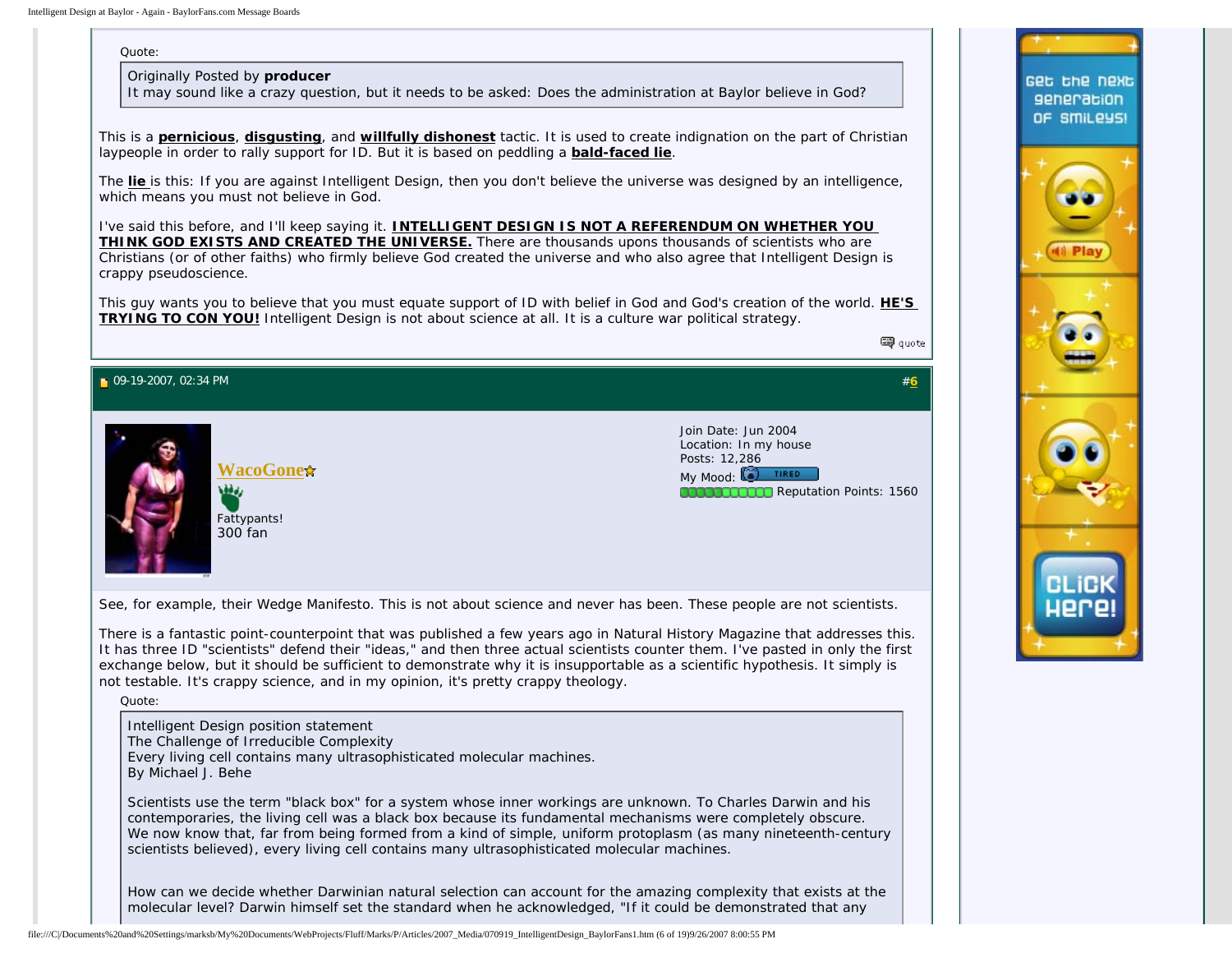Quote:

> Originally Posted by **producer**
> It may sound like a crazy question, but it needs to be asked: Does the administration at Baylor believe in God?

This is a **pernicious**, **disgusting**, and **willfully dishonest** tactic. It is used to create indignation on the part of Christian laypeople in order to rally support for ID. But it is based on peddling a **bald-faced lie**.

The **lie** is this: If you are against Intelligent Design, then you don't believe the universe was designed by an intelligence, which means you must not believe in God.

I've said this before, and I'll keep saying it. **INTELLIGENT DESIGN IS NOT A REFERENDUM ON WHETHER YOU THINK GOD EXISTS AND CREATED THE UNIVERSE.** There are thousands upons thousands of scientists who are Christians (or of other faiths) who firmly believe God created the universe and who also agree that Intelligent Design is crappy pseudoscience.

This guy wants you to believe that you must equate support of ID with belief in God and God's creation of the world. **HE'S TRYING TO CON YOU!** Intelligent Design is not about science at all. It is a culture war political strategy.

quote

09-19-2007, 02:34 PM #6

**WacoGone**
Fattypants!
300 fan

Join Date: Jun 2004
Location: In my house
Posts: 12,286
My Mood: TIRED
Reputation Points: 1560

See, for example, their Wedge Manifesto. This is not about science and never has been. These people are not scientists.

There is a fantastic point-counterpoint that was published a few years ago in Natural History Magazine that addresses this. It has three ID "scientists" defend their "ideas," and then three actual scientists counter them. I've pasted in only the first exchange below, but it should be sufficient to demonstrate why it is insupportable as a scientific hypothesis. It simply is not testable. It's crappy science, and in my opinion, it's pretty crappy theology.

Quote:

> Intelligent Design position statement
> The Challenge of Irreducible Complexity
> Every living cell contains many ultrasophisticated molecular machines.
> By Michael J. Behe
>
> Scientists use the term "black box" for a system whose inner workings are unknown. To Charles Darwin and his contemporaries, the living cell was a black box because its fundamental mechanisms were completely obscure. We now know that, far from being formed from a kind of simple, uniform protoplasm (as many nineteenth-century scientists believed), every living cell contains many ultrasophisticated molecular machines.
>
> How can we decide whether Darwinian natural selection can account for the amazing complexity that exists at the molecular level? Darwin himself set the standard when he acknowledged, "If it could be demonstrated that any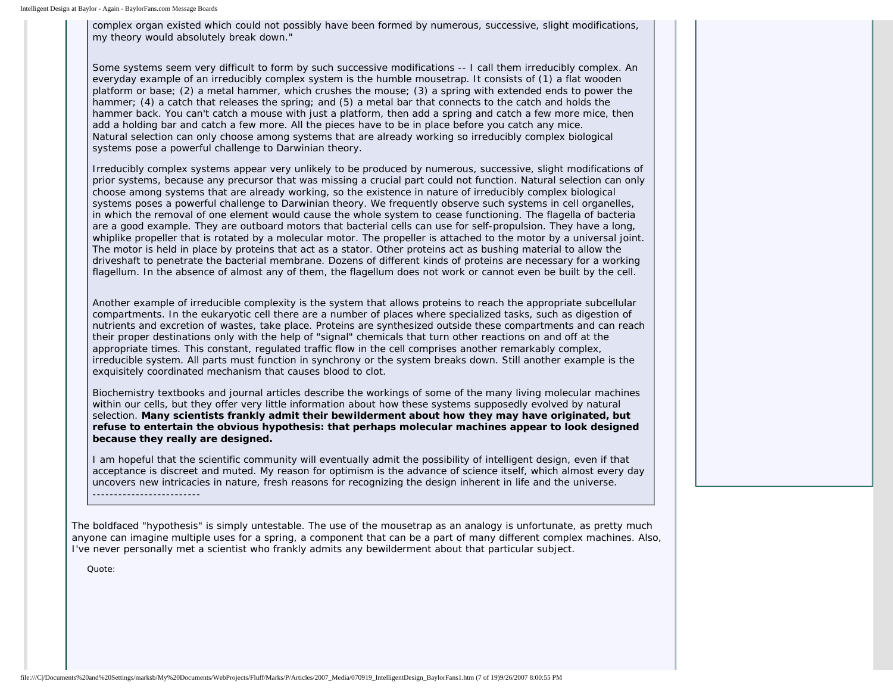> complex organ existed which could not possibly have been formed by numerous, successive, slight modifications, my theory would absolutely break down."
>
> Some systems seem very difficult to form by such successive modifications -- I call them irreducibly complex. An everyday example of an irreducibly complex system is the humble mousetrap. It consists of (1) a flat wooden platform or base; (2) a metal hammer, which crushes the mouse; (3) a spring with extended ends to power the hammer; (4) a catch that releases the spring; and (5) a metal bar that connects to the catch and holds the hammer back. You can't catch a mouse with just a platform, then add a spring and catch a few more mice, then add a holding bar and catch a few more. All the pieces have to be in place before you catch any mice. Natural selection can only choose among systems that are already working so irreducibly complex biological systems pose a powerful challenge to Darwinian theory.
>
> Irreducibly complex systems appear very unlikely to be produced by numerous, successive, slight modifications of prior systems, because any precursor that was missing a crucial part could not function. Natural selection can only choose among systems that are already working, so the existence in nature of irreducibly complex biological systems poses a powerful challenge to Darwinian theory. We frequently observe such systems in cell organelles, in which the removal of one element would cause the whole system to cease functioning. The flagella of bacteria are a good example. They are outboard motors that bacterial cells can use for self-propulsion. They have a long, whiplike propeller that is rotated by a molecular motor. The propeller is attached to the motor by a universal joint. The motor is held in place by proteins that act as a stator. Other proteins act as bushing material to allow the driveshaft to penetrate the bacterial membrane. Dozens of different kinds of proteins are necessary for a working flagellum. In the absence of almost any of them, the flagellum does not work or cannot even be built by the cell.
>
> Another example of irreducible complexity is the system that allows proteins to reach the appropriate subcellular compartments. In the eukaryotic cell there are a number of places where specialized tasks, such as digestion of nutrients and excretion of wastes, take place. Proteins are synthesized outside these compartments and can reach their proper destinations only with the help of "signal" chemicals that turn other reactions on and off at the appropriate times. This constant, regulated traffic flow in the cell comprises another remarkably complex, irreducible system. All parts must function in synchrony or the system breaks down. Still another example is the exquisitely coordinated mechanism that causes blood to clot.
>
> Biochemistry textbooks and journal articles describe the workings of some of the many living molecular machines within our cells, but they offer very little information about how these systems supposedly evolved by natural selection. **Many scientists frankly admit their bewilderment about how they may have originated, but refuse to entertain the obvious hypothesis: that perhaps molecular machines appear to look designed because they really are designed.**
>
> I am hopeful that the scientific community will eventually admit the possibility of intelligent design, even if that acceptance is discreet and muted. My reason for optimism is the advance of science itself, which almost every day uncovers new intricacies in nature, fresh reasons for recognizing the design inherent in life and the universe.
>
> -------------------------

The boldfaced "hypothesis" is simply untestable. The use of the mousetrap as an analogy is unfortunate, as pretty much anyone can imagine multiple uses for a spring, a component that can be a part of many different complex machines. Also, I've never personally met a scientist who frankly admits any bewilderment about that particular subject.

Quote: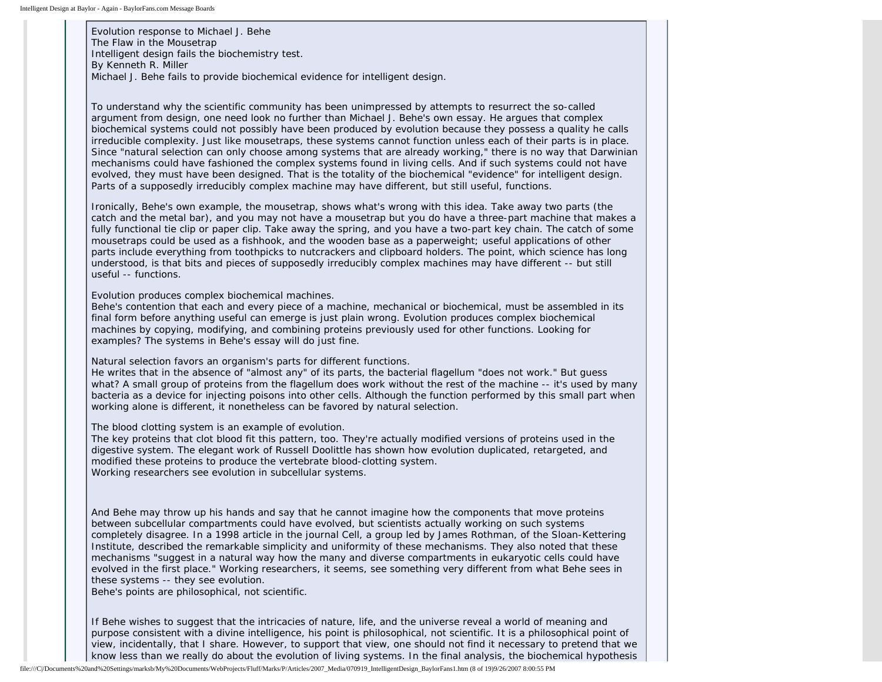Evolution response to Michael J. Behe
The Flaw in the Mousetrap
Intelligent design fails the biochemistry test.
By Kenneth R. Miller
Michael J. Behe fails to provide biochemical evidence for intelligent design.

To understand why the scientific community has been unimpressed by attempts to resurrect the so-called argument from design, one need look no further than Michael J. Behe's own essay. He argues that complex biochemical systems could not possibly have been produced by evolution because they possess a quality he calls irreducible complexity. Just like mousetraps, these systems cannot function unless each of their parts is in place. Since "natural selection can only choose among systems that are already working," there is no way that Darwinian mechanisms could have fashioned the complex systems found in living cells. And if such systems could not have evolved, they must have been designed. That is the totality of the biochemical "evidence" for intelligent design.
Parts of a supposedly irreducibly complex machine may have different, but still useful, functions.

Ironically, Behe's own example, the mousetrap, shows what's wrong with this idea. Take away two parts (the catch and the metal bar), and you may not have a mousetrap but you do have a three-part machine that makes a fully functional tie clip or paper clip. Take away the spring, and you have a two-part key chain. The catch of some mousetraps could be used as a fishhook, and the wooden base as a paperweight; useful applications of other parts include everything from toothpicks to nutcrackers and clipboard holders. The point, which science has long understood, is that bits and pieces of supposedly irreducibly complex machines may have different -- but still useful -- functions.

Evolution produces complex biochemical machines.
Behe's contention that each and every piece of a machine, mechanical or biochemical, must be assembled in its final form before anything useful can emerge is just plain wrong. Evolution produces complex biochemical machines by copying, modifying, and combining proteins previously used for other functions. Looking for examples? The systems in Behe's essay will do just fine.

Natural selection favors an organism's parts for different functions.
He writes that in the absence of "almost any" of its parts, the bacterial flagellum "does not work." But guess what? A small group of proteins from the flagellum does work without the rest of the machine -- it's used by many bacteria as a device for injecting poisons into other cells. Although the function performed by this small part when working alone is different, it nonetheless can be favored by natural selection.

The blood clotting system is an example of evolution.
The key proteins that clot blood fit this pattern, too. They're actually modified versions of proteins used in the digestive system. The elegant work of Russell Doolittle has shown how evolution duplicated, retargeted, and modified these proteins to produce the vertebrate blood-clotting system.
Working researchers see evolution in subcellular systems.

And Behe may throw up his hands and say that he cannot imagine how the components that move proteins between subcellular compartments could have evolved, but scientists actually working on such systems completely disagree. In a 1998 article in the journal Cell, a group led by James Rothman, of the Sloan-Kettering Institute, described the remarkable simplicity and uniformity of these mechanisms. They also noted that these mechanisms "suggest in a natural way how the many and diverse compartments in eukaryotic cells could have evolved in the first place." Working researchers, it seems, see something very different from what Behe sees in these systems -- they see evolution.
Behe's points are philosophical, not scientific.

If Behe wishes to suggest that the intricacies of nature, life, and the universe reveal a world of meaning and purpose consistent with a divine intelligence, his point is philosophical, not scientific. It is a philosophical point of view, incidentally, that I share. However, to support that view, one should not find it necessary to pretend that we know less than we really do about the evolution of living systems. In the final analysis, the biochemical hypothesis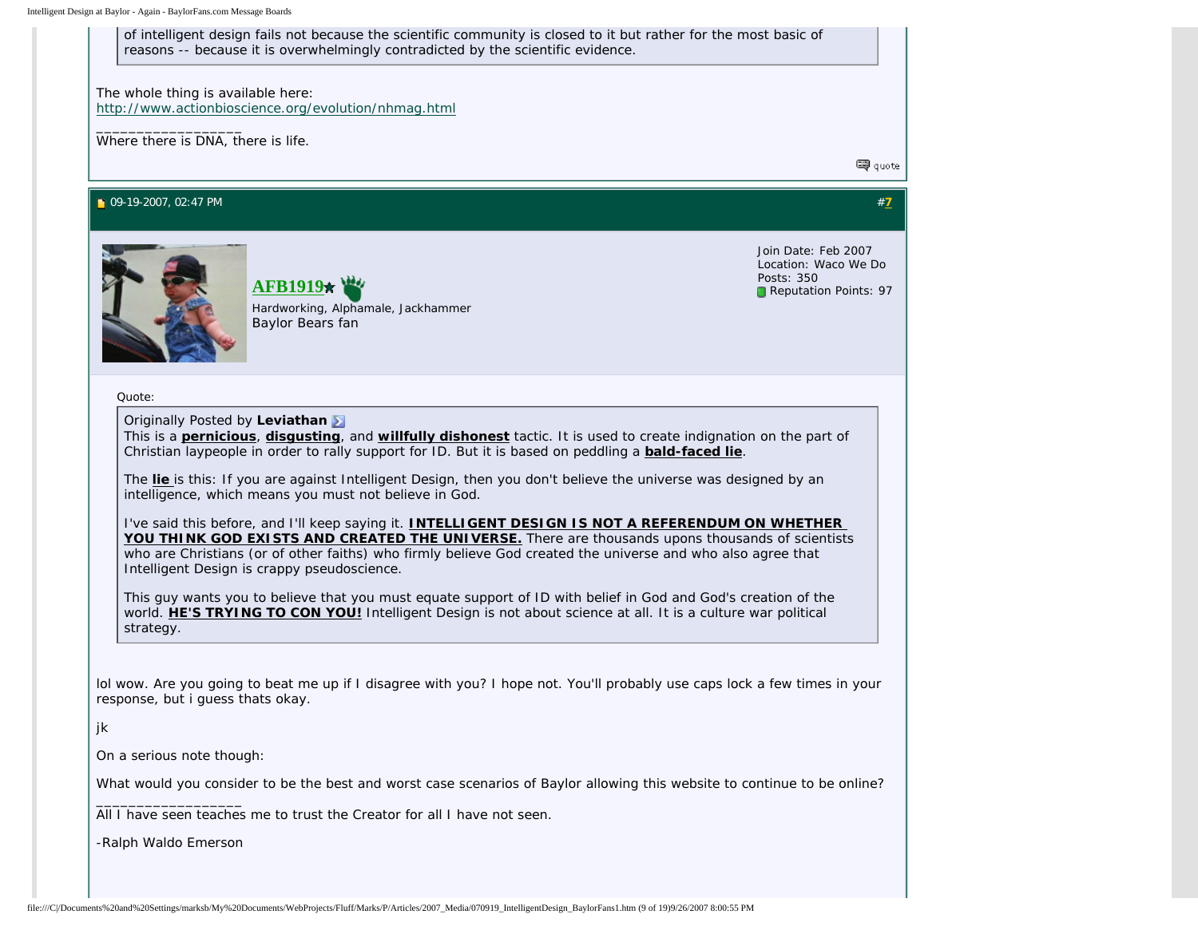of intelligent design fails not because the scientific community is closed to it but rather for the most basic of reasons -- because it is overwhelmingly contradicted by the scientific evidence.

The whole thing is available here:
http://www.actionbioscience.org/evolution/nhmag.html

__________________
Where there is DNA, there is life.

quote

09-19-2007, 02:47 PM #7

**AFB1919**
Hardworking, Alphamale, Jackhammer
Baylor Bears fan

Join Date: Feb 2007
Location: Waco We Do
Posts: 350
Reputation Points: 97

Quote:

> Originally Posted by **Leviathan**
> This is a **pernicious**, **disgusting**, and **willfully dishonest** tactic. It is used to create indignation on the part of Christian laypeople in order to rally support for ID. But it is based on peddling a **bald-faced lie**.
>
> The **lie** is this: If you are against Intelligent Design, then you don't believe the universe was designed by an intelligence, which means you must not believe in God.
>
> I've said this before, and I'll keep saying it. **INTELLIGENT DESIGN IS NOT A REFERENDUM ON WHETHER YOU THINK GOD EXISTS AND CREATED THE UNIVERSE.** There are thousands upons thousands of scientists who are Christians (or of other faiths) who firmly believe God created the universe and who also agree that Intelligent Design is crappy pseudoscience.
>
> This guy wants you to believe that you must equate support of ID with belief in God and God's creation of the world. **HE'S TRYING TO CON YOU!** Intelligent Design is not about science at all. It is a culture war political strategy.

lol wow. Are you going to beat me up if I disagree with you? I hope not. You'll probably use caps lock a few times in your response, but i guess thats okay.

jk

On a serious note though:

What would you consider to be the best and worst case scenarios of Baylor allowing this website to continue to be online?

__________________
All I have seen teaches me to trust the Creator for all I have not seen.

-Ralph Waldo Emerson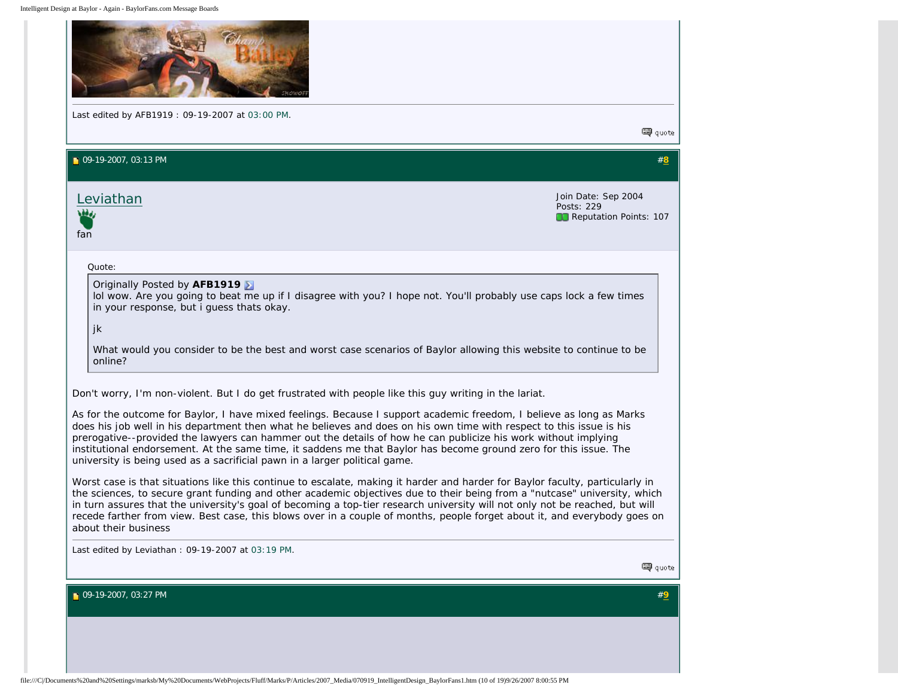Last edited by AFB1919 : 09-19-2007 at 03:00 PM.

quote

09-19-2007, 03:13 PM #8

Leviathan

fan

Join Date: Sep 2004
Posts: 229
Reputation Points: 107

Quote:

> Originally Posted by **AFB1919**
>
> lol wow. Are you going to beat me up if I disagree with you? I hope not. You'll probably use caps lock a few times in your response, but i guess thats okay.
>
> jk
>
> What would you consider to be the best and worst case scenarios of Baylor allowing this website to continue to be online?

Don't worry, I'm non-violent. But I do get frustrated with people like this guy writing in the lariat.

As for the outcome for Baylor, I have mixed feelings. Because I support academic freedom, I believe as long as Marks does his job well in his department then what he believes and does on his own time with respect to this issue is his prerogative--provided the lawyers can hammer out the details of how he can publicize his work without implying institutional endorsement. At the same time, it saddens me that Baylor has become ground zero for this issue. The university is being used as a sacrificial pawn in a larger political game.

Worst case is that situations like this continue to escalate, making it harder and harder for Baylor faculty, particularly in the sciences, to secure grant funding and other academic objectives due to their being from a "nutcase" university, which in turn assures that the university's goal of becoming a top-tier research university will not only not be reached, but will recede farther from view. Best case, this blows over in a couple of months, people forget about it, and everybody goes on about their business

Last edited by Leviathan : 09-19-2007 at 03:19 PM.

quote

09-19-2007, 03:27 PM #9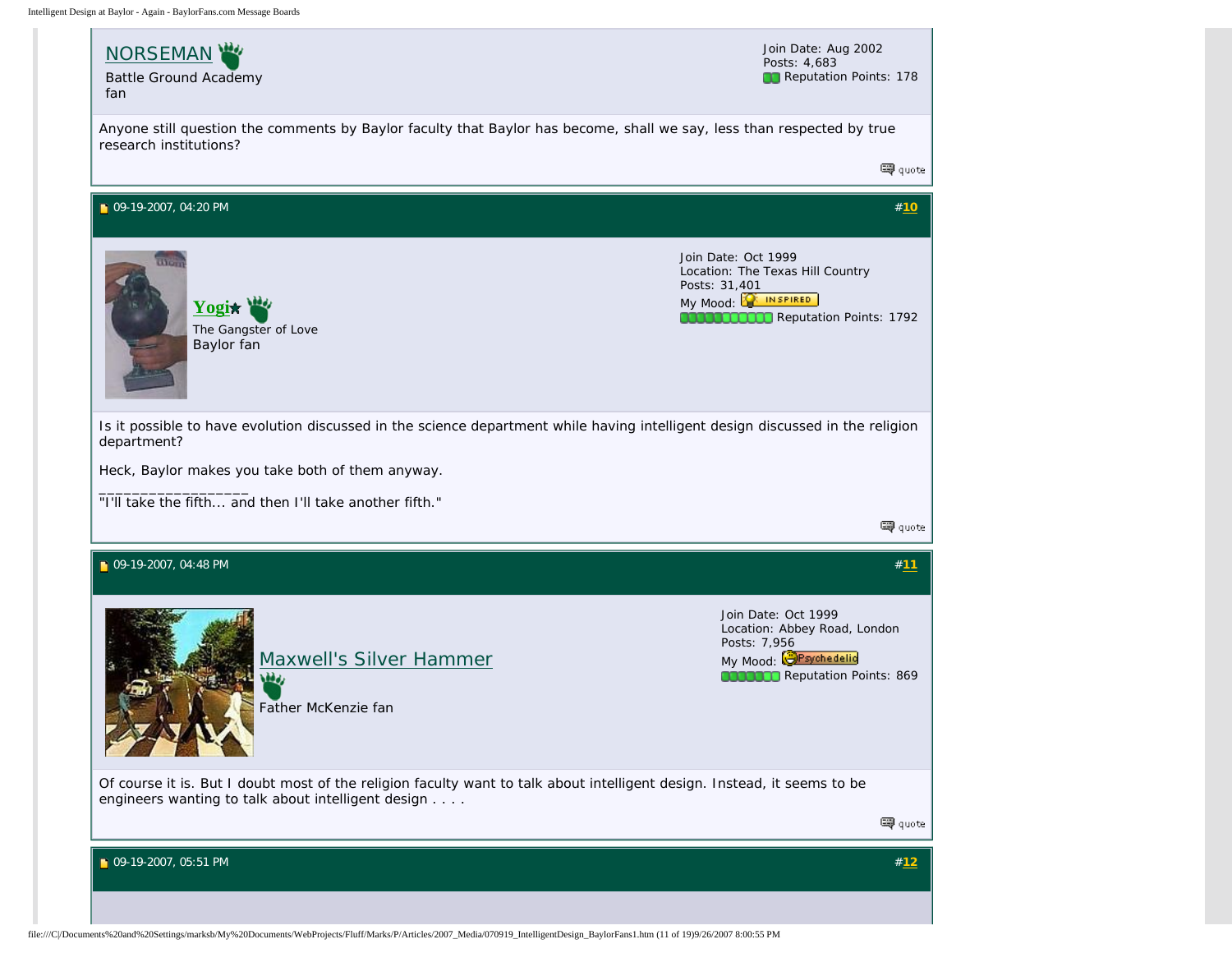**NORSEMAN**
Battle Ground Academy fan

Join Date: Aug 2002
Posts: 4,683
Reputation Points: 178

Anyone still question the comments by Baylor faculty that Baylor has become, shall we say, less than respected by true research institutions?

quote

---

09-19-2007, 04:20 PM #10

**Yogi**
The Gangster of Love
Baylor fan

Join Date: Oct 1999
Location: The Texas Hill Country
Posts: 31,401
My Mood: INSPIRED
Reputation Points: 1792

Is it possible to have evolution discussed in the science department while having intelligent design discussed in the religion department?

Heck, Baylor makes you take both of them anyway.

__________________
"I'll take the fifth... and then I'll take another fifth."

quote

---

09-19-2007, 04:48 PM #11

**Maxwell's Silver Hammer**
Father McKenzie fan

Join Date: Oct 1999
Location: Abbey Road, London
Posts: 7,956
My Mood: Psychedelic
Reputation Points: 869

Of course it is. But I doubt most of the religion faculty want to talk about intelligent design. Instead, it seems to be engineers wanting to talk about intelligent design . . . .

quote

---

09-19-2007, 05:51 PM #12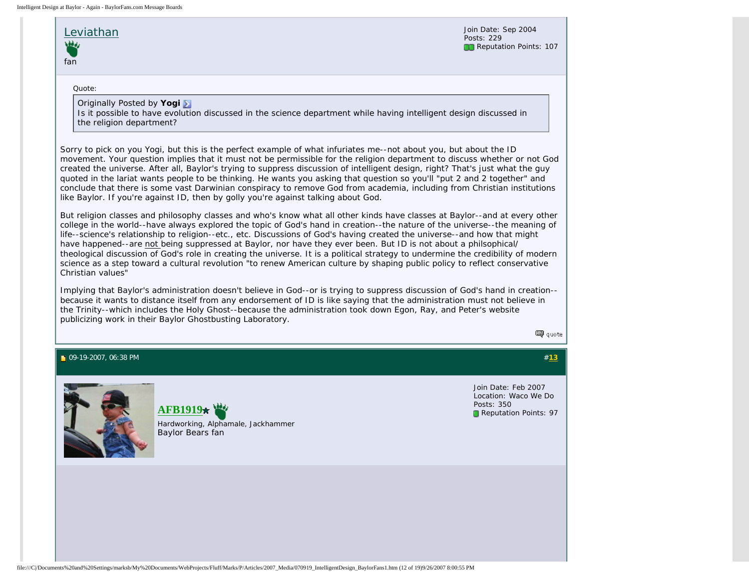**Leviathan**
fan

Join Date: Sep 2004
Posts: 229
Reputation Points: 107

Quote:

> Originally Posted by **Yogi**
> Is it possible to have evolution discussed in the science department while having intelligent design discussed in the religion department?

Sorry to pick on you Yogi, but this is the perfect example of what infuriates me--not about you, but about the ID movement. Your question implies that it must not be permissible for the religion department to discuss whether or not God created the universe. After all, Baylor's trying to suppress discussion of intelligent design, right? That's just what the guy quoted in the lariat wants people to be thinking. He wants you asking that question so you'll "put 2 and 2 together" and conclude that there is some vast Darwinian conspiracy to remove God from academia, including from Christian institutions like Baylor. If you're against ID, then by golly you're against talking about God.

But religion classes and philosophy classes and who's know what all other kinds have classes at Baylor--and at every other college in the world--have always explored the topic of God's hand in creation--the nature of the universe--the meaning of life--science's relationship to religion--etc., etc. Discussions of God's having created the universe--and how that might have happened--are not being suppressed at Baylor, nor have they ever been. But ID is not about a philsophical/ theological discussion of God's role in creating the universe. It is a political strategy to undermine the credibility of modern science as a step toward a cultural revolution "to renew American culture by shaping public policy to reflect conservative Christian values"

Implying that Baylor's administration doesn't believe in God--or is trying to suppress discussion of God's hand in creation--because it wants to distance itself from any endorsement of ID is like saying that the administration must not believe in the Trinity--which includes the Holy Ghost--because the administration took down Egon, Ray, and Peter's website publicizing work in their Baylor Ghostbusting Laboratory.

quote

---

09-19-2007, 06:38 PM #13

**AFB1919**
Hardworking, Alphamale, Jackhammer
Baylor Bears fan

Join Date: Feb 2007
Location: Waco We Do
Posts: 350
Reputation Points: 97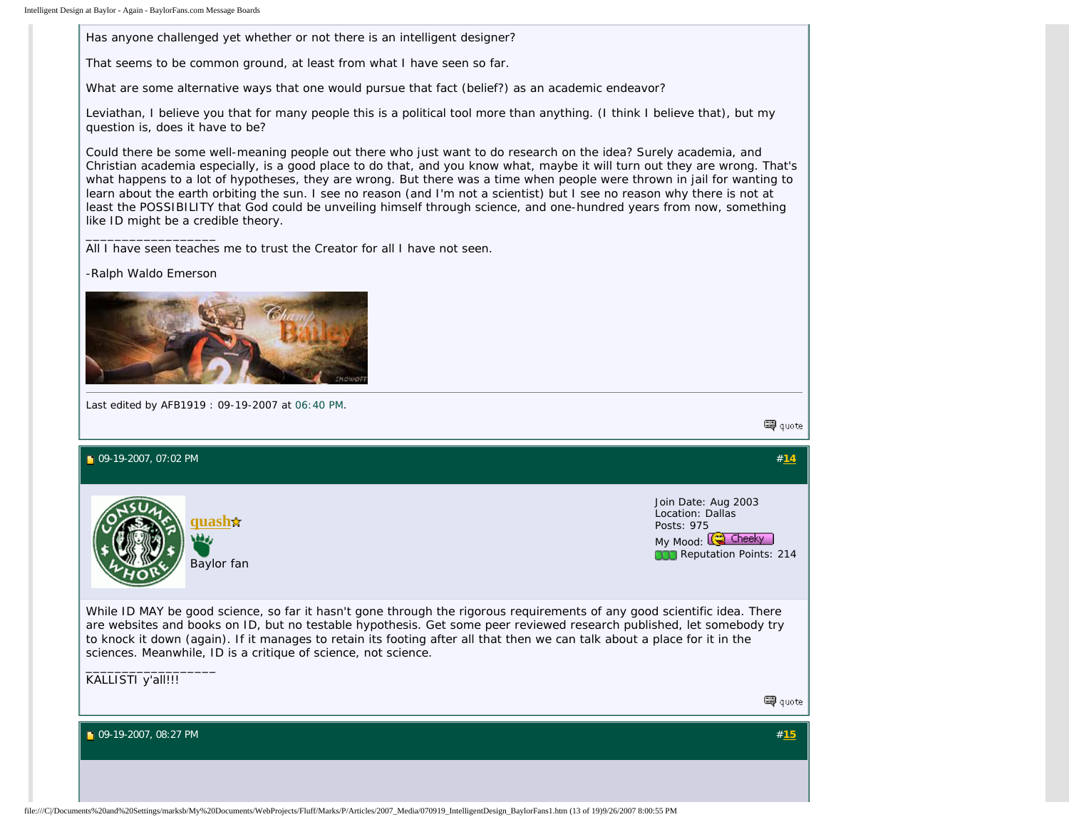Has anyone challenged yet whether or not there is an intelligent designer?

That seems to be common ground, at least from what I have seen so far.

What are some alternative ways that one would pursue that fact (belief?) as an academic endeavor?

Leviathan, I believe you that for many people this is a political tool more than anything. (I think I believe that), but my question is, does it have to be?

Could there be some well-meaning people out there who just want to do research on the idea? Surely academia, and Christian academia especially, is a good place to do that, and you know what, maybe it will turn out they are wrong. That's what happens to a lot of hypotheses, they are wrong. But there was a time when people were thrown in jail for wanting to learn about the earth orbiting the sun. I see no reason (and I'm not a scientist) but I see no reason why there is not at least the POSSIBILITY that God could be unveiling himself through science, and one-hundred years from now, something like ID might be a credible theory.

__________________
All I have seen teaches me to trust the Creator for all I have not seen.

-Ralph Waldo Emerson

Last edited by AFB1919 : 09-19-2007 at 06:40 PM.

quote

---

09-19-2007, 07:02 PM #14

**quash**
Baylor fan

Join Date: Aug 2003
Location: Dallas
Posts: 975
My Mood: Cheeky
Reputation Points: 214

While ID MAY be good science, so far it hasn't gone through the rigorous requirements of any good scientific idea. There are websites and books on ID, but no testable hypothesis. Get some peer reviewed research published, let somebody try to knock it down (again). If it manages to retain its footing after all that then we can talk about a place for it in the sciences. Meanwhile, ID is a critique of science, not science.

__________________
KALLISTI y'all!!!

quote

---

09-19-2007, 08:27 PM #15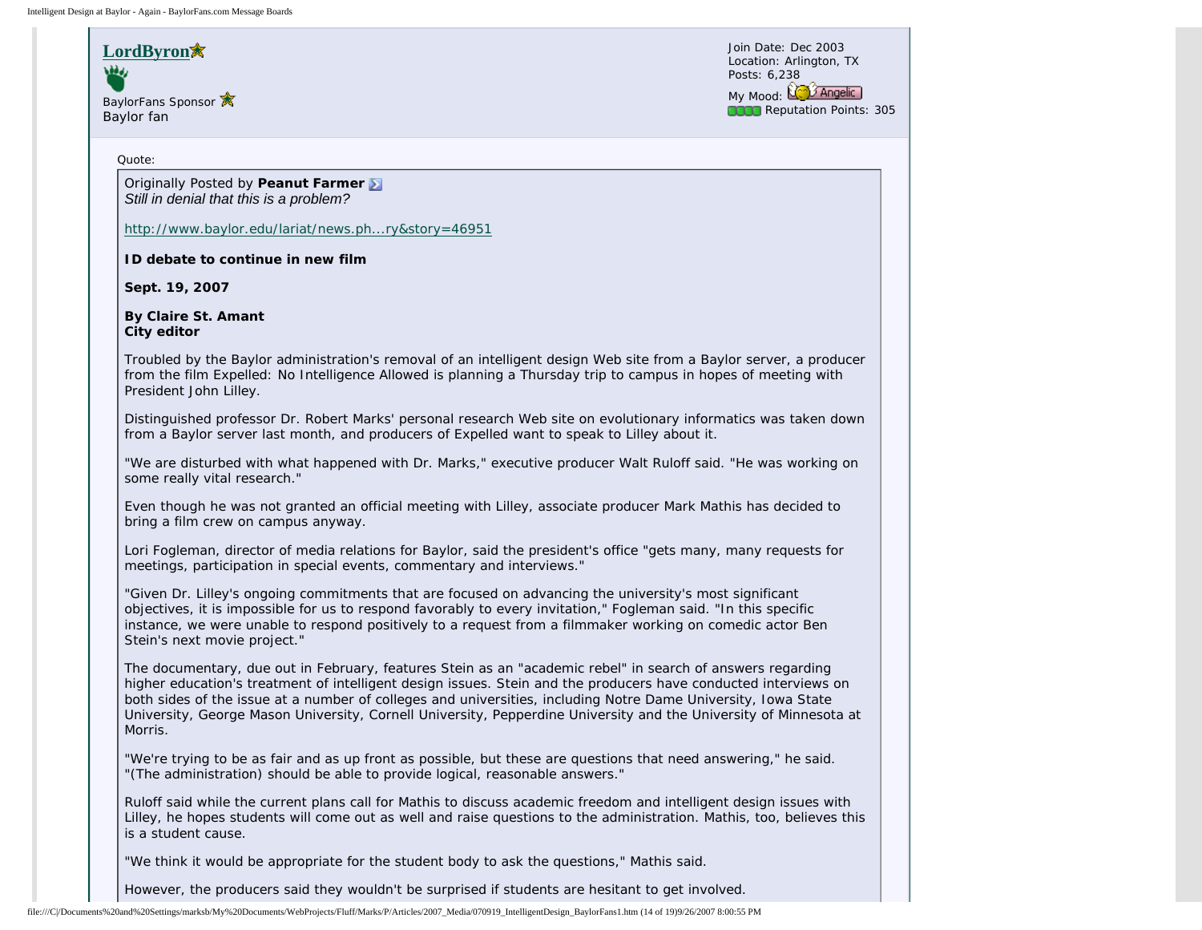**LordByron**

BaylorFans Sponsor

Baylor fan

Join Date: Dec 2003
Location: Arlington, TX
Posts: 6,238
My Mood: Angelic
Reputation Points: 305

Quote:

> Originally Posted by **Peanut Farmer**
> *Still in denial that this is a problem?*
>
> http://www.baylor.edu/lariat/news.ph...ry&story=46951
>
> **ID debate to continue in new film**
>
> **Sept. 19, 2007**
>
> **By Claire St. Amant**
> **City editor**
>
> Troubled by the Baylor administration's removal of an intelligent design Web site from a Baylor server, a producer from the film Expelled: No Intelligence Allowed is planning a Thursday trip to campus in hopes of meeting with President John Lilley.
>
> Distinguished professor Dr. Robert Marks' personal research Web site on evolutionary informatics was taken down from a Baylor server last month, and producers of Expelled want to speak to Lilley about it.
>
> "We are disturbed with what happened with Dr. Marks," executive producer Walt Ruloff said. "He was working on some really vital research."
>
> Even though he was not granted an official meeting with Lilley, associate producer Mark Mathis has decided to bring a film crew on campus anyway.
>
> Lori Fogleman, director of media relations for Baylor, said the president's office "gets many, many requests for meetings, participation in special events, commentary and interviews."
>
> "Given Dr. Lilley's ongoing commitments that are focused on advancing the university's most significant objectives, it is impossible for us to respond favorably to every invitation," Fogleman said. "In this specific instance, we were unable to respond positively to a request from a filmmaker working on comedic actor Ben Stein's next movie project."
>
> The documentary, due out in February, features Stein as an "academic rebel" in search of answers regarding higher education's treatment of intelligent design issues. Stein and the producers have conducted interviews on both sides of the issue at a number of colleges and universities, including Notre Dame University, Iowa State University, George Mason University, Cornell University, Pepperdine University and the University of Minnesota at Morris.
>
> "We're trying to be as fair and as up front as possible, but these are questions that need answering," he said. "(The administration) should be able to provide logical, reasonable answers."
>
> Ruloff said while the current plans call for Mathis to discuss academic freedom and intelligent design issues with Lilley, he hopes students will come out as well and raise questions to the administration. Mathis, too, believes this is a student cause.
>
> "We think it would be appropriate for the student body to ask the questions," Mathis said.
>
> However, the producers said they wouldn't be surprised if students are hesitant to get involved.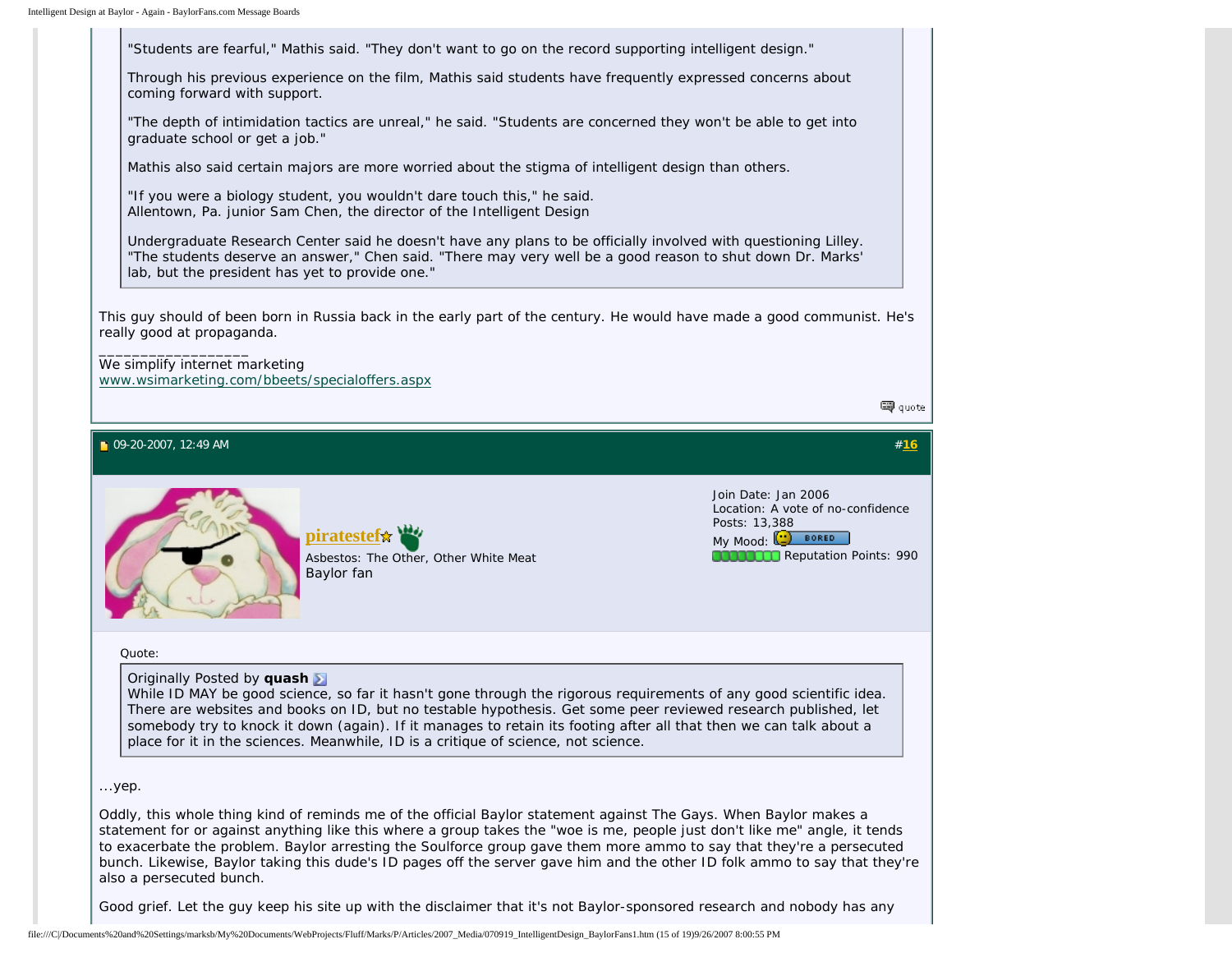"Students are fearful," Mathis said. "They don't want to go on the record supporting intelligent design."

Through his previous experience on the film, Mathis said students have frequently expressed concerns about coming forward with support.

"The depth of intimidation tactics are unreal," he said. "Students are concerned they won't be able to get into graduate school or get a job."

Mathis also said certain majors are more worried about the stigma of intelligent design than others.

"If you were a biology student, you wouldn't dare touch this," he said.
Allentown, Pa. junior Sam Chen, the director of the Intelligent Design

Undergraduate Research Center said he doesn't have any plans to be officially involved with questioning Lilley. "The students deserve an answer," Chen said. "There may very well be a good reason to shut down Dr. Marks' lab, but the president has yet to provide one."

This guy should of been born in Russia back in the early part of the century. He would have made a good communist. He's really good at propaganda.

__________________
We simplify internet marketing
www.wsimarketing.com/bbeets/specialoffers.aspx

quote

---

09-20-2007, 12:49 AM #16

**piratestef**
Asbestos: The Other, Other White Meat
Baylor fan

Join Date: Jan 2006
Location: A vote of no-confidence
Posts: 13,388
My Mood: BORED
Reputation Points: 990

Quote:

> Originally Posted by **quash**
> While ID MAY be good science, so far it hasn't gone through the rigorous requirements of any good scientific idea. There are websites and books on ID, but no testable hypothesis. Get some peer reviewed research published, let somebody try to knock it down (again). If it manages to retain its footing after all that then we can talk about a place for it in the sciences. Meanwhile, ID is a critique of science, not science.

...yep.

Oddly, this whole thing kind of reminds me of the official Baylor statement against The Gays. When Baylor makes a statement for or against anything like this where a group takes the "woe is me, people just don't like me" angle, it tends to exacerbate the problem. Baylor arresting the Soulforce group gave them more ammo to say that they're a persecuted bunch. Likewise, Baylor taking this dude's ID pages off the server gave him and the other ID folk ammo to say that they're also a persecuted bunch.

Good grief. Let the guy keep his site up with the disclaimer that it's not Baylor-sponsored research and nobody has any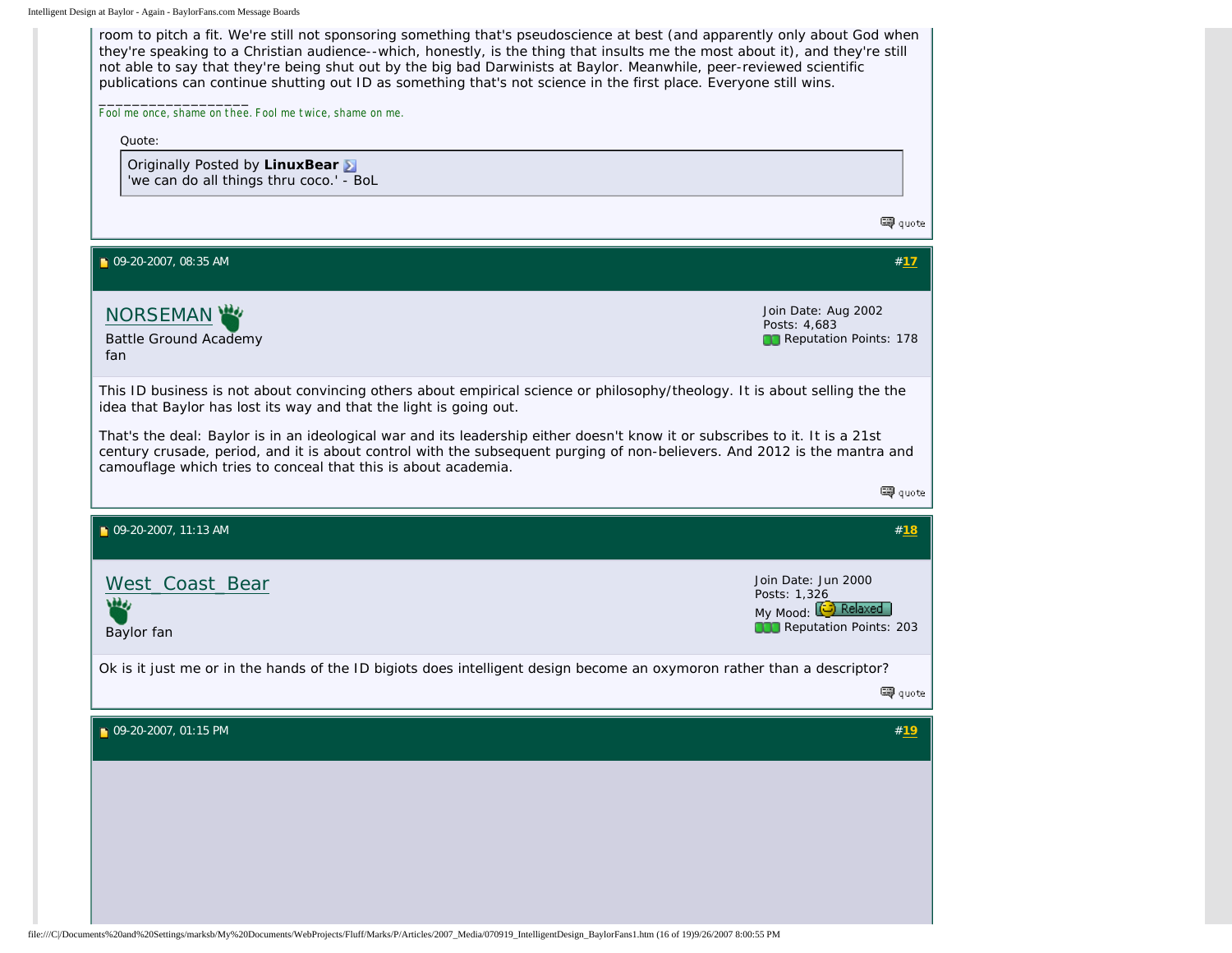room to pitch a fit. We're still not sponsoring something that's pseudoscience at best (and apparently only about God when they're speaking to a Christian audience--which, honestly, is the thing that insults me the most about it), and they're still not able to say that they're being shut out by the big bad Darwinists at Baylor. Meanwhile, peer-reviewed scientific publications can continue shutting out ID as something that's not science in the first place. Everyone still wins.

__________________
*Fool me once, shame on thee. Fool me twice, shame on me.*

> Quote:
>
> Originally Posted by **LinuxBear**
> 'we can do all things thru coco.' - BoL

quote

---

09-20-2007, 08:35 AM #17

**NORSEMAN**
Battle Ground Academy fan

Join Date: Aug 2002
Posts: 4,683
Reputation Points: 178

This ID business is not about convincing others about empirical science or philosophy/theology. It is about selling the the idea that Baylor has lost its way and that the light is going out.

That's the deal: Baylor is in an ideological war and its leadership either doesn't know it or subscribes to it. It is a 21st century crusade, period, and it is about control with the subsequent purging of non-believers. And 2012 is the mantra and camouflage which tries to conceal that this is about academia.

quote

---

09-20-2007, 11:13 AM #18

**West_Coast_Bear**
Baylor fan

Join Date: Jun 2000
Posts: 1,326
My Mood: Relaxed
Reputation Points: 203

Ok is it just me or in the hands of the ID bigiots does intelligent design become an oxymoron rather than a descriptor?

quote

---

09-20-2007, 01:15 PM #19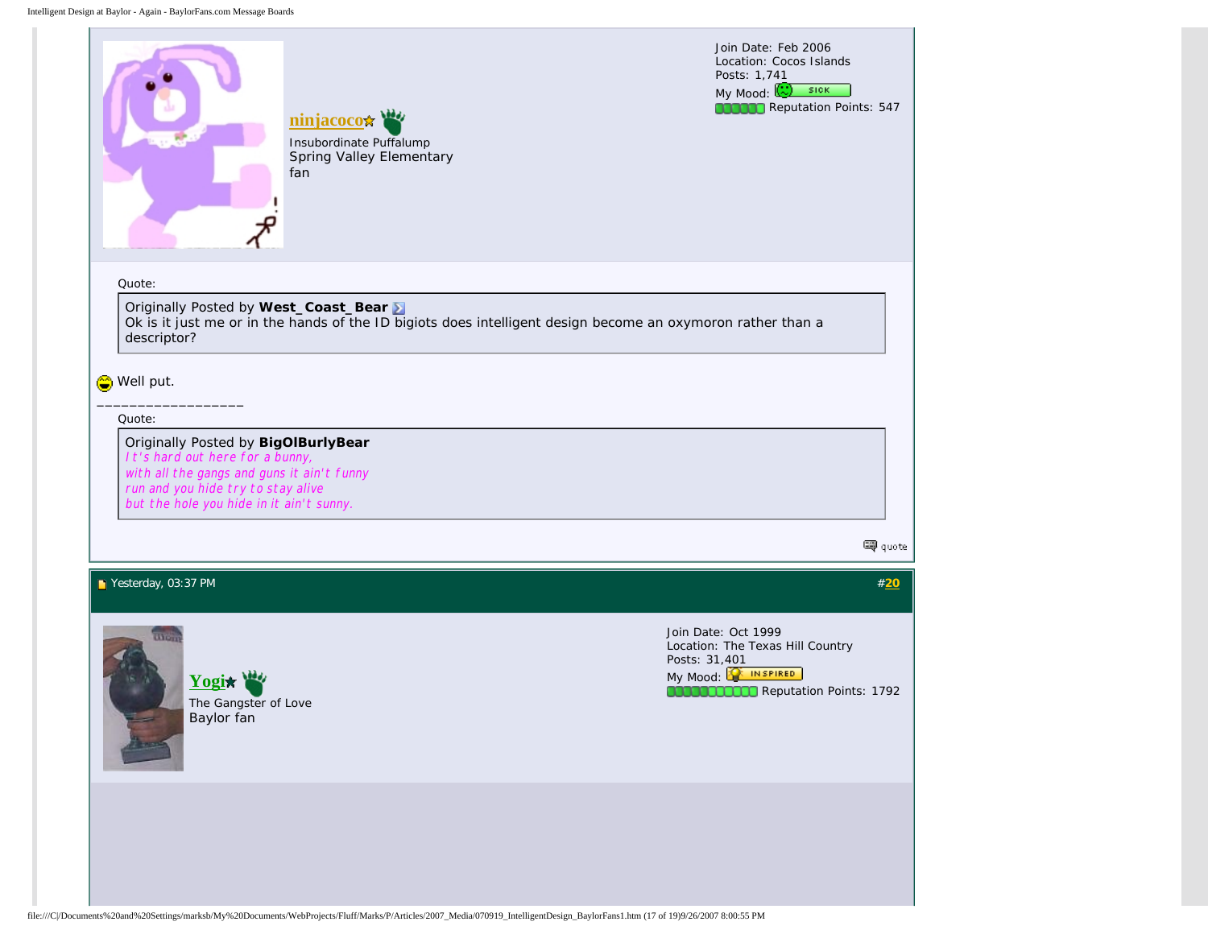**ninjacoco**

Insubordinate Puffalump
Spring Valley Elementary fan

Join Date: Feb 2006
Location: Cocos Islands
Posts: 1,741
My Mood: SICK
Reputation Points: 547

Quote:

> Originally Posted by **West_Coast_Bear**
> Ok is it just me or in the hands of the ID bigiots does intelligent design become an oxymoron rather than a descriptor?

Well put.

__________________

Quote:

> Originally Posted by **BigOlBurlyBear**
> *It's hard out here for a bunny,*
> *with all the gangs and guns it ain't funny*
> *run and you hide try to stay alive*
> *but the hole you hide in it ain't sunny.*

quote

Yesterday, 03:37 PM #20

**Yogi**

The Gangster of Love
Baylor fan

Join Date: Oct 1999
Location: The Texas Hill Country
Posts: 31,401
My Mood: INSPIRED
Reputation Points: 1792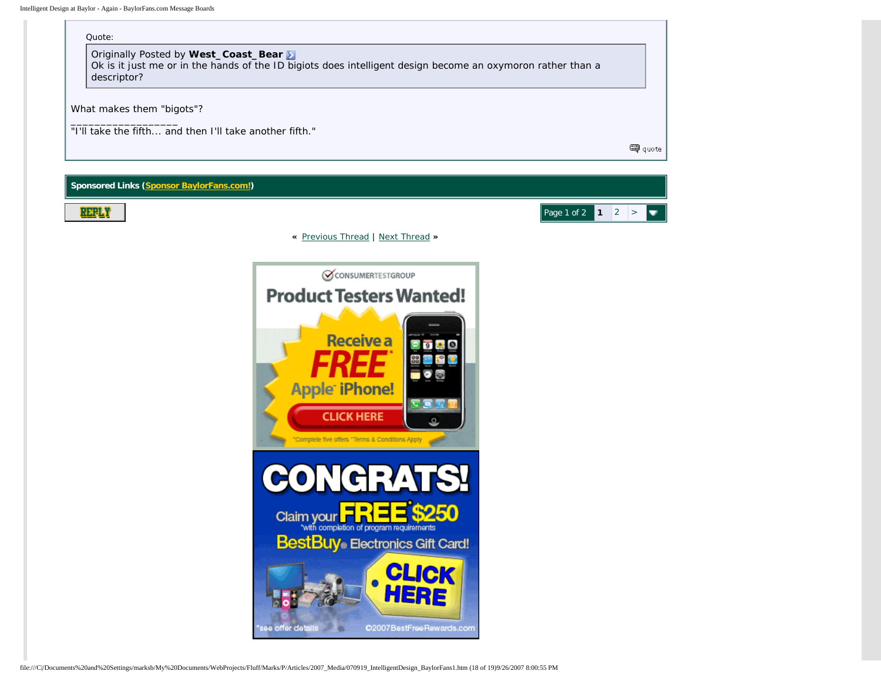Quote:

> Originally Posted by **West_Coast_Bear**
> Ok is it just me or in the hands of the ID bigiots does intelligent design become an oxymoron rather than a descriptor?

What makes them "bigots"?

__________________
"I'll take the fifth... and then I'll take another fifth."

quote

**Sponsored Links (Sponsor BaylorFans.com!)**

REPLY

Page 1 of 2 | 1 | 2 | >

« Previous Thread | Next Thread »

CONSUMERTESTGROUP

Product Testers Wanted!

Receive a FREE* Apple iPhone!

CLICK HERE

*Complete five offers *Terms & Conditions Apply

CONGRATS!

Claim your FREE* $250

*with completion of program requirements

BestBuy® Electronics Gift Card!

CLICK HERE

*see offer details

©2007BestFreeRewards.com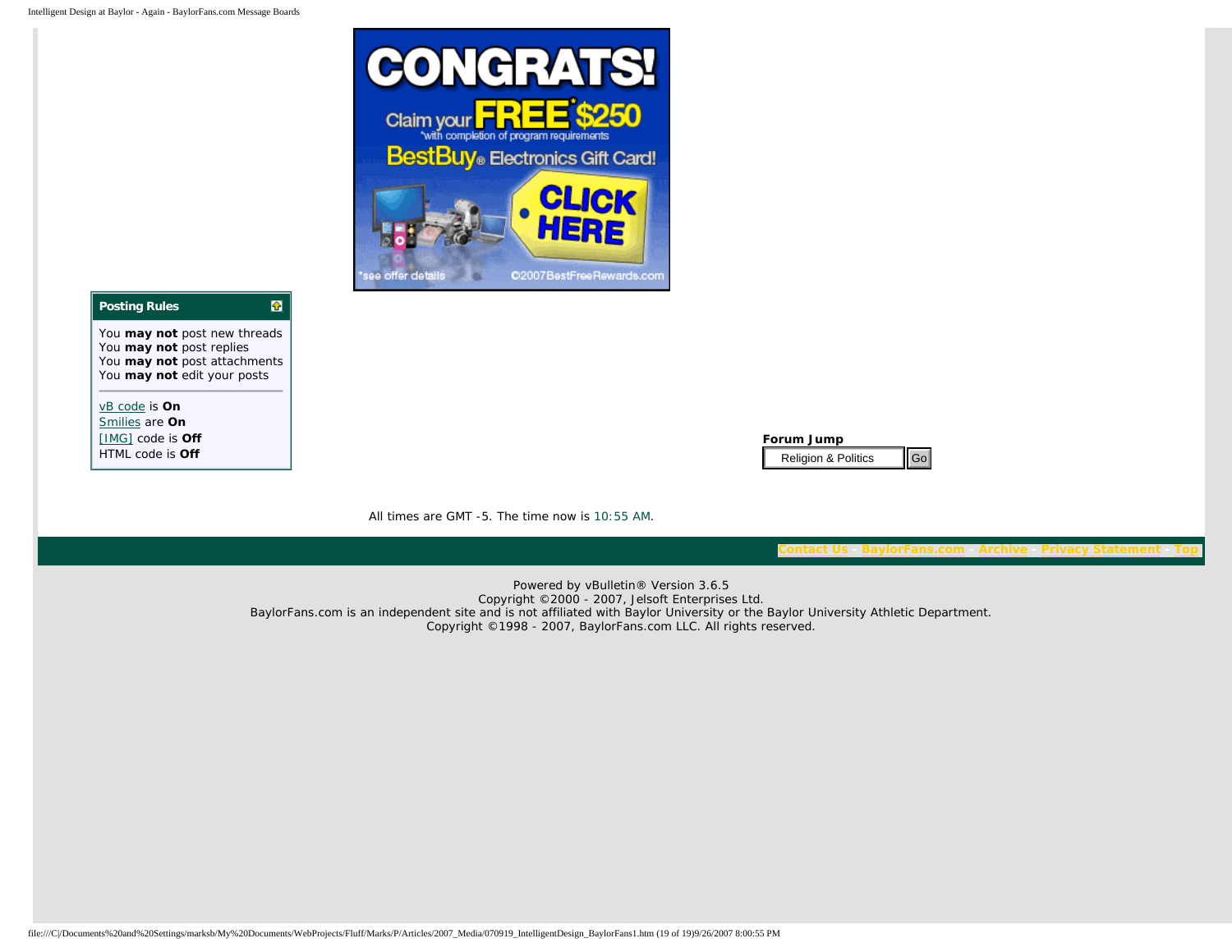CONGRATS!

Claim your FREE* $250
*with completion of program requirements
BestBuy® Electronics Gift Card!

CLICK HERE

*see offer details ©2007BestFreeRewards.com

**Posting Rules**

You **may not** post new threads
You **may not** post replies
You **may not** post attachments
You **may not** edit your posts

vB code is **On**
Smilies are **On**
[IMG] code is **Off**
HTML code is **Off**

**Forum Jump**

Religion & Politics Go

All times are GMT -5. The time now is 10:55 AM.

Contact Us - BaylorFans.com - Archive - Privacy Statement - Top

Powered by vBulletin® Version 3.6.5
Copyright ©2000 - 2007, Jelsoft Enterprises Ltd.
BaylorFans.com is an independent site and is not affiliated with Baylor University or the Baylor University Athletic Department.
Copyright ©1998 - 2007, BaylorFans.com LLC. All rights reserved.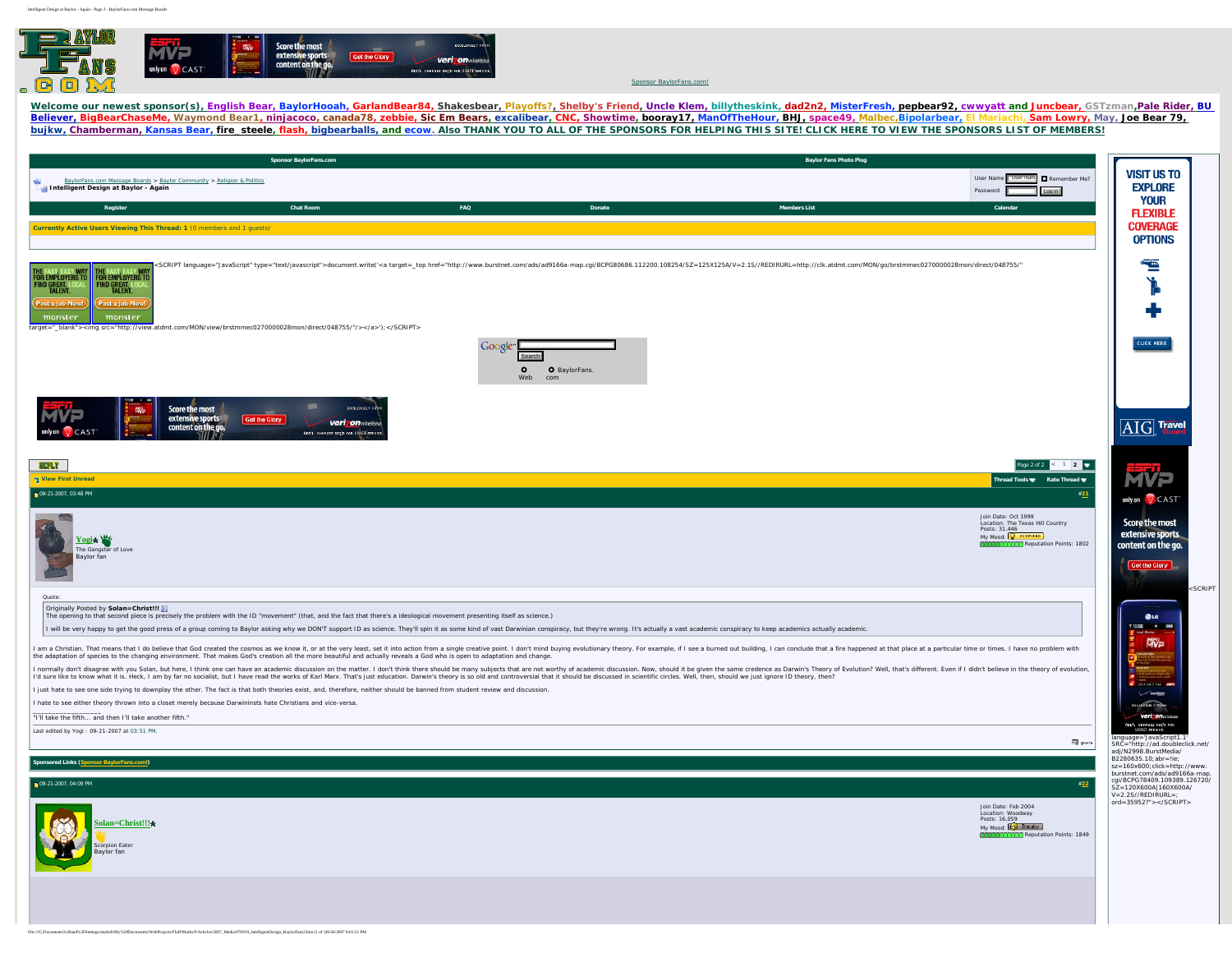Sponsor BaylorFans.com!

**Welcome our newest sponsor(s), English Bear, BaylorHooah, GarlandBear84, Shakesbear, Playoffs?, Shelby's Friend, Uncle Klem, billytheskink, dad2n2, MisterFresh, pepbear92, cwwyatt and Juncbear, GSTzman,Pale Rider, BU Believer, BigBearChaseMe, Waymond Bear1, ninjacoco, canada78, zebbie, Sic Em Bears, excalibear, CNC, Showtime, booray17, ManOfTheHour, BHJ, space49, Malbec,Bipolarbear, El Mariachi, Sam Lowry, May, Joe Bear 79, bujkw, Chamberman, Kansas Bear, fire_steele, flash, bigbearballs, and ecow. Also THANK YOU TO ALL OF THE SPONSORS FOR HELPING THIS SITE! CLICK HERE TO VIEW THE SPONSORS LIST OF MEMBERS!**

Sponsor BaylorFans.com | Baylor Fans Photo Plog

BaylorFans.com Message Boards > Baylor Community > Religion & Politics

**Intelligent Design at Baylor - Again**

User Name [User Name] Remember Me?
Password [ ] Log in

Register | Chat Room | FAQ | Donate | Members List | Calendar

**Currently Active Users Viewing This Thread: 1** (0 members and 1 guests)

<SCRIPT language="JavaScript" type="text/javascript">document.write('<a target=_top href="http://www.burstnet.com/ads/ad9166a-map.cgi/BCPG80686.112200.108254/SZ=125X125A/V=2.1S//REDIRURL=http://clk.atdmt.com/MON/go/brstmmec0270000028mon/direct/048755/" target="_blank"><img src="http://view.atdmt.com/MON/view/brstmmec0270000028mon/direct/048755/"/></a>');</SCRIPT>

Google [ ] Search
Web BaylorFans.com

REPLY

Page 2 of 2 < 1 2

View First Unread | Thread Tools | Rate Thread

09-21-2007, 03:48 PM #21

**Yogi**
The Gangster of Love
Baylor fan

Join Date: Oct 1999
Location: The Texas Hill Country
Posts: 31,446
My Mood:
Reputation Points: 1802

Quote:

> Originally Posted by **Solan=Christ!!!**
> The opening to that second piece is precisely the problem with the ID "movement" (that, and the fact that there's a ideological movement presenting itself as science.)
>
> I will be very happy to get the good press of a group coming to Baylor asking why we DON'T support ID as science. They'll spin it as some kind of vast Darwinian conspiracy, but they're wrong. It's actually a vast academic conspiracy to keep academics actually academic.

I am a Christian. That means that I do believe that God created the cosmos as we know it, or at the very least, set it into action from a single creative point. I don't mind buying evolutionary theory. For example, if I see a burned out building, I can conclude that a fire happened at that place at a particular time or times. I have no problem with the adaptation of species to the changing environment. That makes God's creation all the more beautiful and actually reveals a God who is open to adaptation and change.

I normally don't disagree with you Solan, but here, I think one can have an academic discussion on the matter. I don't think there should be many subjects that are not worthy of academic discussion. Now, should it be given the same credence as Darwin's Theory of Evolution? Well, that's different. Even if I didn't believe in the theory of evolution, I'd sure like to know what it is. Heck, I am by far no socialist, but I have read the works of Karl Marx. That's just education. Darwin's theory is so old and controversial that it should be discussed in scientific circles. Well, then, should we just ignore ID theory, then?

I just hate to see one side trying to downplay the other. The fact is that both theories exist, and, therefore, neither should be banned from student review and discussion.

I hate to see either theory thrown into a closet merely because Darwininsts hate Christians and vice-versa.

__________________
"I'll take the fifth... and then I'll take another fifth."

Last edited by Yogi : 09-21-2007 at 03:51 PM.

**Sponsored Links** (Sponsor BaylorFans.com!)

09-21-2007, 04:09 PM #22

**Solan=Christ!!!**
Scorpion Eater
Baylor fan

Join Date: Feb 2004
Location: Woodway
Posts: 16,059
My Mood:
Reputation Points: 1849

<SCRIPT language='JavaScript1.1' SRC="http://ad.doubleclick.net/adj/N2998.BurstMedia/B2280635.10;abr=!ie;sz=160x600;click=http://www.burstnet.com/ads/ad9166a-map.cgi/BCPG78409.109389.126720/SZ=120X600A|160X600A/V=2.2S//REDIRURL=;ord=35952?"></SCRIPT>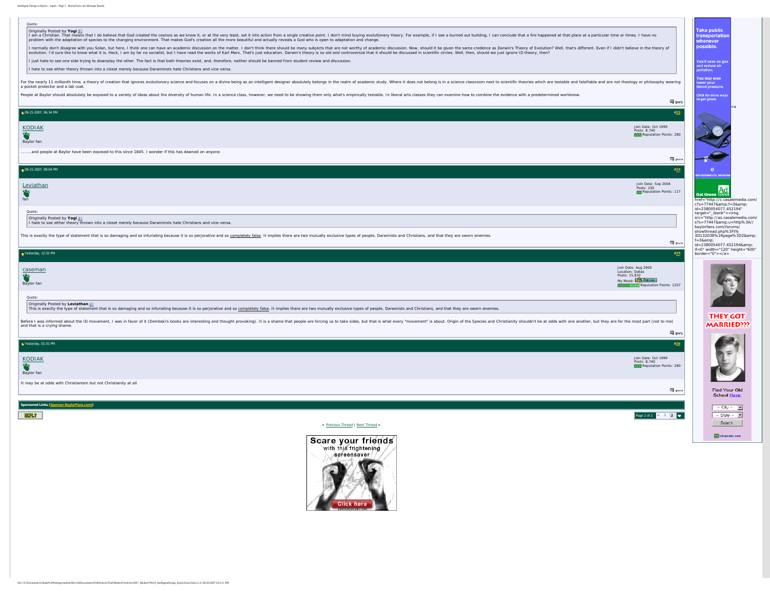Quote:

> Originally Posted by **Yogi**
> I am a Christian. That means that I do believe that God created the cosmos as we know it, or at the very least, set it into action from a single creative point. I don't mind buying evolutionary theory. For example, if I see a burned out building, I can conclude that a fire happened at that place at a particular time or times. I have no problem with the adaptation of species to the changing environment. That makes God's creation all the more beautiful and actually reveals a God who is open to adaptation and change.
>
> I normally don't disagree with you Solan, but here, I think one can have an academic discussion on the matter. I don't think there should be many subjects that are not worthy of academic discussion. Now, should it be given the same credence as Darwin's Theory of Evolution? Well, that's different. Even if I didn't believe in the theory of evolution, I'd sure like to know what it is. Heck, I am by far no socialist, but I have read the works of Karl Marx. That's just education. Darwin's theory is so old and controversial that it should be discussed in scientific circles. Well, then, should we just ignore ID theory, then?
>
> I just hate to see one side trying to downplay the other. The fact is that both theories exist, and, therefore, neither should be banned from student review and discussion.
>
> I hate to see either theory thrown into a closet merely because Darwininsts hate Christians and vice-versa.

For the nearly 11 millionth time, a theory of creation that ignores evolutionary science and focuses on a divine being as an intelligent designer absolutely belongs in the realm of academic study. Where it does not belong is in a science classroom next to scientific theories which are testable and falsifiable and are not theology or philosophy wearing a pocket protector and a lab coat.

People at Baylor should absolutely be exposed to a variety of ideas about the diversity of human life. In a science class, however, we need to be showing them only what's empirically testable. In liberal arts classes they can examine how to combine the evidence with a predetermined worldview.

---

09-21-2007, 06:34 PM #23

**KODIAK**
Baylor fan

Join Date: Oct 1999
Posts: 8,740
Reputation Points: 280

........and people at Baylor have been exposed to this since 1845. I wonder if this has dawned on anyone.

---

09-21-2007, 08:04 PM #24

**Leviathan**
fan

Join Date: Sep 2004
Posts: 230
Reputation Points: 117

Quote:

> Originally Posted by **Yogi**
> I hate to see either theory thrown into a closet merely because Darwininsts hate Christians and vice-versa.

This is exactly the type of statement that is so damaging and so infuriating because it is so perjorative and so completely false. It implies there are two mutually exclusive types of people, Darwinists and Christians, and that they are sworn enemies.

---

Yesterday, 12:32 PM #25

**caseman**
Baylor fan

Join Date: Aug 2000
Location: Dallas
Posts: 15,832
My Mood:
Reputation Points: 1207

Quote:

> Originally Posted by **Leviathan**
> This is exactly the type of statement that is so damaging and so infuriating because it is so perjorative and so completely false. It implies there are two mutually exclusive types of people, Darwinists and Christians, and that they are sworn enemies.

Before I was informed about the ID movement, I was in favor of it (Dembski's books are interesting and thought provoking). It is a shame that people are forcing us to take sides, but that is what every "movement" is about. Origin of the Species and Christianity shouldn't be at odds with one another, but they are for the most part (not to me) and that is a crying shame.

---

Yesterday, 01:01 PM #26

**KODIAK**
Baylor fan

Join Date: Oct 1999
Posts: 8,740
Reputation Points: 280

It may be at odds with Christianism but not Christianity at all.

---

Sponsored Links (Sponsor BaylorFans.com!)

Page 2 of 2 < 1 **2**

« Previous Thread | Next Thread »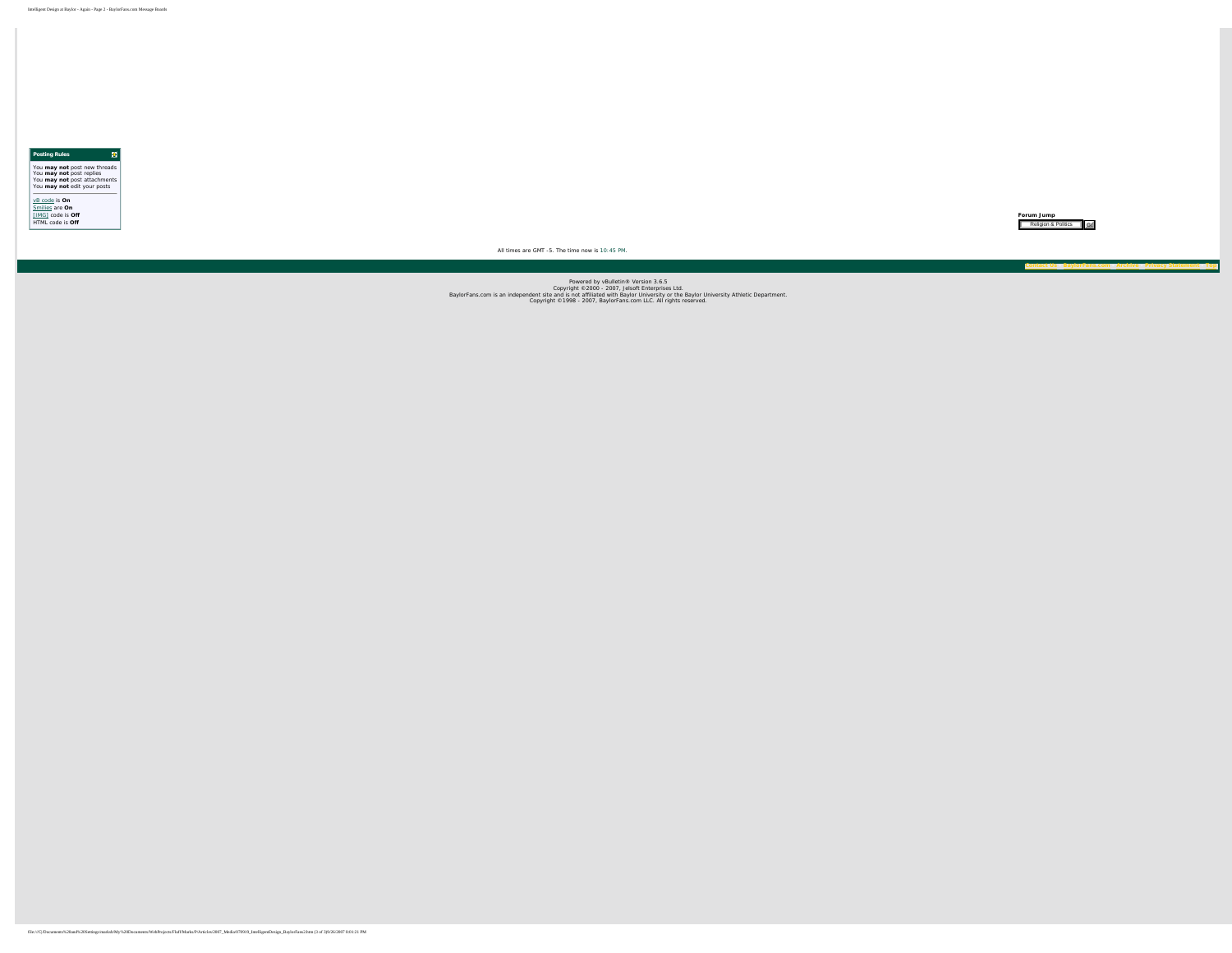**Posting Rules**

You **may not** post new threads
You **may not** post replies
You **may not** post attachments
You **may not** edit your posts

vB code is **On**
Smilies are **On**
[IMG] code is **Off**
HTML code is **Off**

**Forum Jump**
Religion & Politics
Go

All times are GMT -5. The time now is 10:45 PM.

Contact Us - BaylorFans.com - Archive - Privacy Statement - Top

Powered by vBulletin® Version 3.6.5
Copyright ©2000 - 2007, Jelsoft Enterprises Ltd.
BaylorFans.com is an independent site and is not affiliated with Baylor University or the Baylor University Athletic Department.
Copyright ©1998 - 2007, BaylorFans.com LLC. All rights reserved.